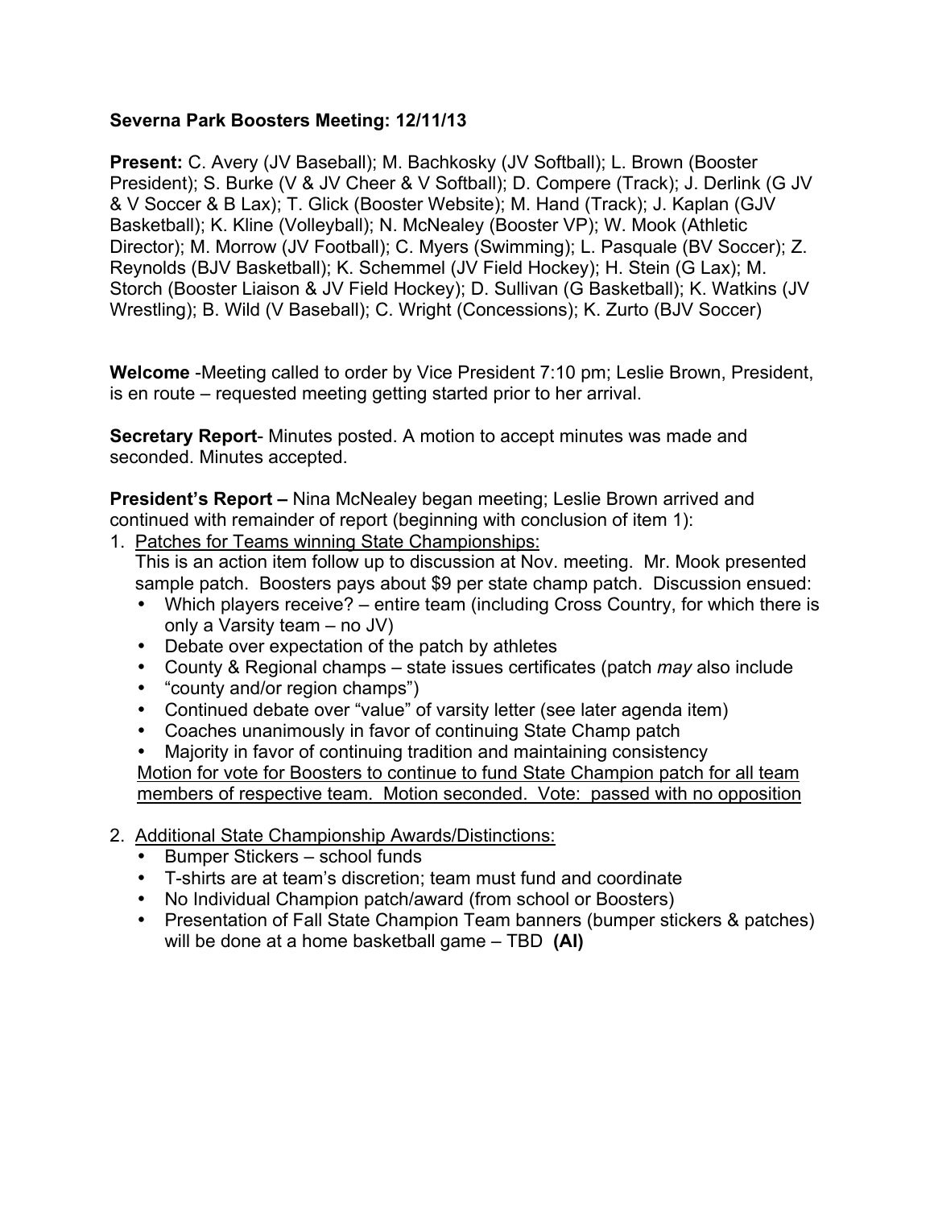**Severna Park Boosters Meeting: 12/11/13**

**Present:** C. Avery (JV Baseball); M. Bachkosky (JV Softball); L. Brown (Booster President); S. Burke (V & JV Cheer & V Softball); D. Compere (Track); J. Derlink (G JV & V Soccer & B Lax); T. Glick (Booster Website); M. Hand (Track); J. Kaplan (GJV Basketball); K. Kline (Volleyball); N. McNealey (Booster VP); W. Mook (Athletic Director); M. Morrow (JV Football); C. Myers (Swimming); L. Pasquale (BV Soccer); Z. Reynolds (BJV Basketball); K. Schemmel (JV Field Hockey); H. Stein (G Lax); M. Storch (Booster Liaison & JV Field Hockey); D. Sullivan (G Basketball); K. Watkins (JV Wrestling); B. Wild (V Baseball); C. Wright (Concessions); K. Zurto (BJV Soccer)

**Welcome** -Meeting called to order by Vice President 7:10 pm; Leslie Brown, President, is en route – requested meeting getting started prior to her arrival.

**Secretary Report**- Minutes posted. A motion to accept minutes was made and seconded. Minutes accepted.

**President's Report –** Nina McNealey began meeting; Leslie Brown arrived and continued with remainder of report (beginning with conclusion of item 1):

1. <u>Patches for Teams winning State Championships:</u>
   This is an action item follow up to discussion at Nov. meeting. Mr. Mook presented sample patch. Boosters pays about $9 per state champ patch. Discussion ensued:
   - Which players receive? – entire team (including Cross Country, for which there is only a Varsity team – no JV)
   - Debate over expectation of the patch by athletes
   - County & Regional champs – state issues certificates (patch *may* also include
   - "county and/or region champs")
   - Continued debate over "value" of varsity letter (see later agenda item)
   - Coaches unanimously in favor of continuing State Champ patch
   - Majority in favor of continuing tradition and maintaining consistency

   <u>Motion for vote for Boosters to continue to fund State Champion patch for all team members of respective team. Motion seconded. Vote: passed with no opposition</u>

2. <u>Additional State Championship Awards/Distinctions:</u>
   - Bumper Stickers – school funds
   - T-shirts are at team's discretion; team must fund and coordinate
   - No Individual Champion patch/award (from school or Boosters)
   - Presentation of Fall State Champion Team banners (bumper stickers & patches) will be done at a home basketball game – TBD **(AI)**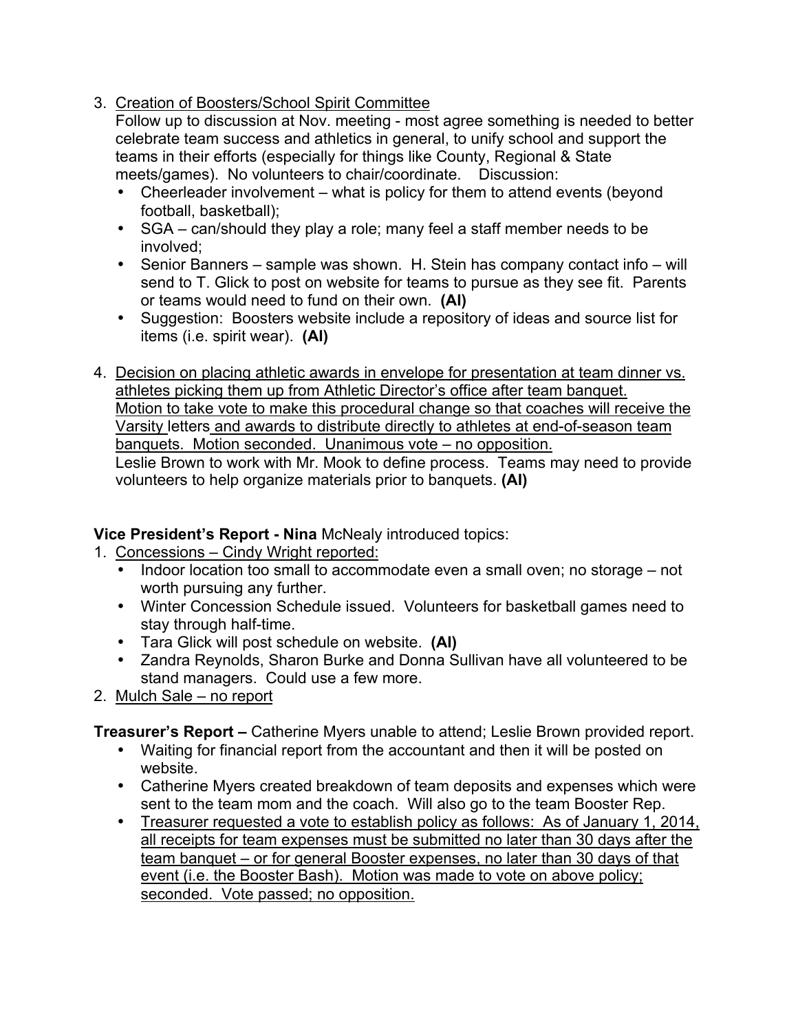3. Creation of Boosters/School Spirit Committee
   Follow up to discussion at Nov. meeting - most agree something is needed to better celebrate team success and athletics in general, to unify school and support the teams in their efforts (especially for things like County, Regional & State meets/games). No volunteers to chair/coordinate. Discussion:
   - Cheerleader involvement – what is policy for them to attend events (beyond football, basketball);
   - SGA – can/should they play a role; many feel a staff member needs to be involved;
   - Senior Banners – sample was shown. H. Stein has company contact info – will send to T. Glick to post on website for teams to pursue as they see fit. Parents or teams would need to fund on their own. **(AI)**
   - Suggestion: Boosters website include a repository of ideas and source list for items (i.e. spirit wear). **(AI)**

4. Decision on placing athletic awards in envelope for presentation at team dinner vs. athletes picking them up from Athletic Director's office after team banquet.
   Motion to take vote to make this procedural change so that coaches will receive the Varsity letters and awards to distribute directly to athletes at end-of-season team banquets. Motion seconded. Unanimous vote – no opposition.
   Leslie Brown to work with Mr. Mook to define process. Teams may need to provide volunteers to help organize materials prior to banquets. **(AI)**

**Vice President's Report - Nina** McNealy introduced topics:

1. Concessions – Cindy Wright reported:
   - Indoor location too small to accommodate even a small oven; no storage – not worth pursuing any further.
   - Winter Concession Schedule issued. Volunteers for basketball games need to stay through half-time.
   - Tara Glick will post schedule on website. **(AI)**
   - Zandra Reynolds, Sharon Burke and Donna Sullivan have all volunteered to be stand managers. Could use a few more.
2. Mulch Sale – no report

**Treasurer's Report –** Catherine Myers unable to attend; Leslie Brown provided report.

- Waiting for financial report from the accountant and then it will be posted on website.
- Catherine Myers created breakdown of team deposits and expenses which were sent to the team mom and the coach. Will also go to the team Booster Rep.
- Treasurer requested a vote to establish policy as follows: As of January 1, 2014, all receipts for team expenses must be submitted no later than 30 days after the team banquet – or for general Booster expenses, no later than 30 days of that event (i.e. the Booster Bash). Motion was made to vote on above policy; seconded. Vote passed; no opposition.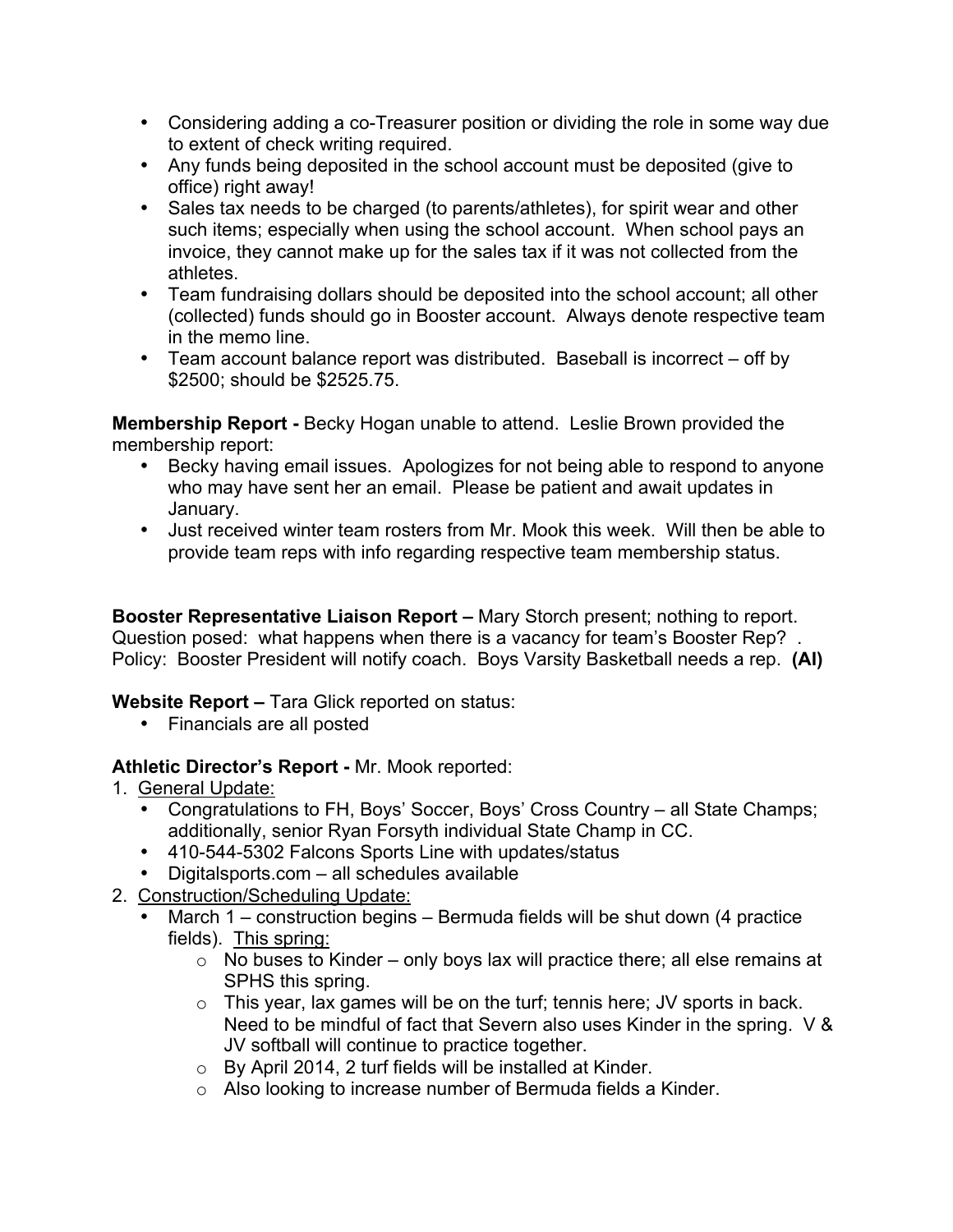- Considering adding a co-Treasurer position or dividing the role in some way due to extent of check writing required.
- Any funds being deposited in the school account must be deposited (give to office) right away!
- Sales tax needs to be charged (to parents/athletes), for spirit wear and other such items; especially when using the school account. When school pays an invoice, they cannot make up for the sales tax if it was not collected from the athletes.
- Team fundraising dollars should be deposited into the school account; all other (collected) funds should go in Booster account. Always denote respective team in the memo line.
- Team account balance report was distributed. Baseball is incorrect – off by $2500; should be $2525.75.

**Membership Report -** Becky Hogan unable to attend. Leslie Brown provided the membership report:

- Becky having email issues. Apologizes for not being able to respond to anyone who may have sent her an email. Please be patient and await updates in January.
- Just received winter team rosters from Mr. Mook this week. Will then be able to provide team reps with info regarding respective team membership status.

**Booster Representative Liaison Report –** Mary Storch present; nothing to report. Question posed: what happens when there is a vacancy for team's Booster Rep? . Policy: Booster President will notify coach. Boys Varsity Basketball needs a rep. **(AI)**

**Website Report –** Tara Glick reported on status:

- Financials are all posted

**Athletic Director's Report -** Mr. Mook reported:

1. General Update:
   - Congratulations to FH, Boys' Soccer, Boys' Cross Country – all State Champs; additionally, senior Ryan Forsyth individual State Champ in CC.
   - 410-544-5302 Falcons Sports Line with updates/status
   - Digitalsports.com – all schedules available
2. Construction/Scheduling Update:
   - March 1 – construction begins – Bermuda fields will be shut down (4 practice fields). This spring:
     - No buses to Kinder – only boys lax will practice there; all else remains at SPHS this spring.
     - This year, lax games will be on the turf; tennis here; JV sports in back. Need to be mindful of fact that Severn also uses Kinder in the spring. V & JV softball will continue to practice together.
     - By April 2014, 2 turf fields will be installed at Kinder.
     - Also looking to increase number of Bermuda fields a Kinder.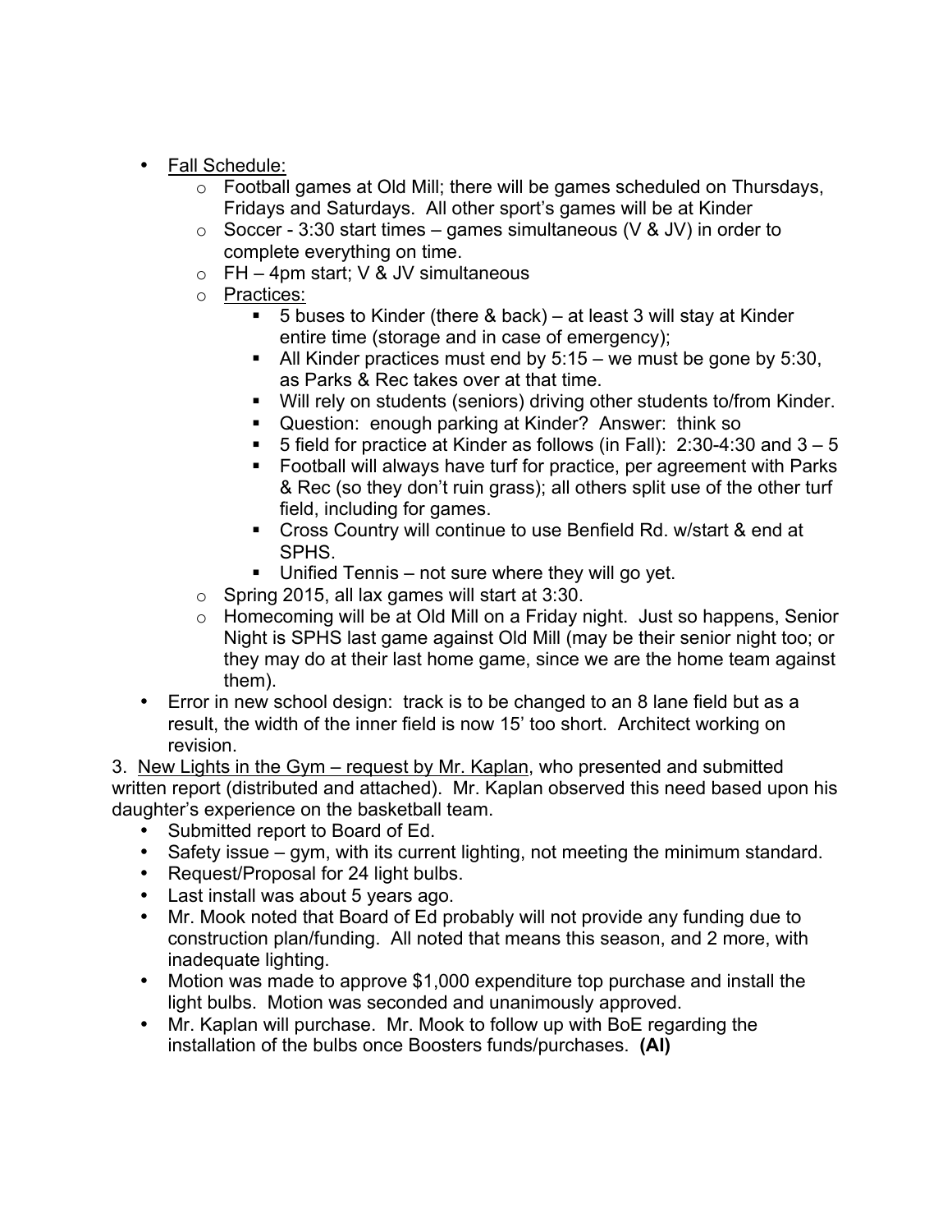- Fall Schedule:
  - Football games at Old Mill; there will be games scheduled on Thursdays, Fridays and Saturdays. All other sport's games will be at Kinder
  - Soccer - 3:30 start times – games simultaneous (V & JV) in order to complete everything on time.
  - FH – 4pm start; V & JV simultaneous
  - Practices:
    - 5 buses to Kinder (there & back) – at least 3 will stay at Kinder entire time (storage and in case of emergency);
    - All Kinder practices must end by 5:15 – we must be gone by 5:30, as Parks & Rec takes over at that time.
    - Will rely on students (seniors) driving other students to/from Kinder.
    - Question: enough parking at Kinder? Answer: think so
    - 5 field for practice at Kinder as follows (in Fall): 2:30-4:30 and 3 – 5
    - Football will always have turf for practice, per agreement with Parks & Rec (so they don't ruin grass); all others split use of the other turf field, including for games.
    - Cross Country will continue to use Benfield Rd. w/start & end at SPHS.
    - Unified Tennis – not sure where they will go yet.
  - Spring 2015, all lax games will start at 3:30.
  - Homecoming will be at Old Mill on a Friday night. Just so happens, Senior Night is SPHS last game against Old Mill (may be their senior night too; or they may do at their last home game, since we are the home team against them).
- Error in new school design: track is to be changed to an 8 lane field but as a result, the width of the inner field is now 15' too short. Architect working on revision.

3. New Lights in the Gym – request by Mr. Kaplan, who presented and submitted written report (distributed and attached). Mr. Kaplan observed this need based upon his daughter's experience on the basketball team.

- Submitted report to Board of Ed.
- Safety issue – gym, with its current lighting, not meeting the minimum standard.
- Request/Proposal for 24 light bulbs.
- Last install was about 5 years ago.
- Mr. Mook noted that Board of Ed probably will not provide any funding due to construction plan/funding. All noted that means this season, and 2 more, with inadequate lighting.
- Motion was made to approve $1,000 expenditure top purchase and install the light bulbs. Motion was seconded and unanimously approved.
- Mr. Kaplan will purchase. Mr. Mook to follow up with BoE regarding the installation of the bulbs once Boosters funds/purchases. **(AI)**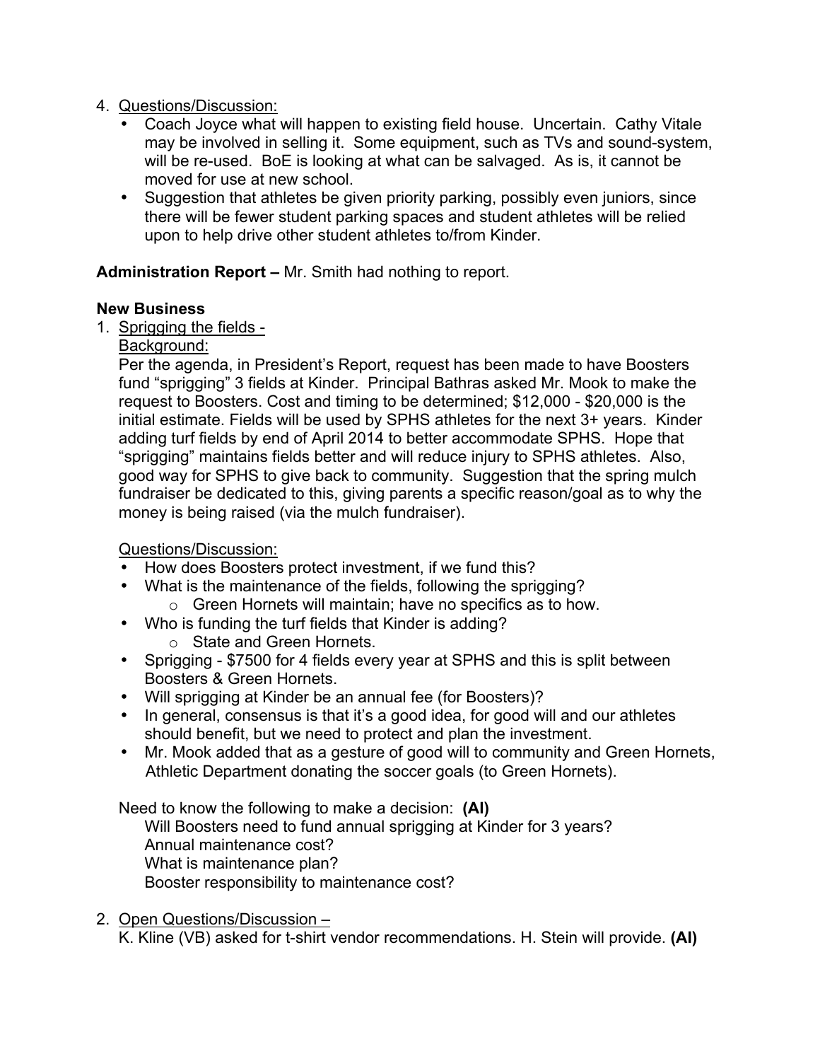4. Questions/Discussion:
    - Coach Joyce what will happen to existing field house. Uncertain. Cathy Vitale may be involved in selling it. Some equipment, such as TVs and sound-system, will be re-used. BoE is looking at what can be salvaged. As is, it cannot be moved for use at new school.
    - Suggestion that athletes be given priority parking, possibly even juniors, since there will be fewer student parking spaces and student athletes will be relied upon to help drive other student athletes to/from Kinder.

**Administration Report –** Mr. Smith had nothing to report.

**New Business**

1. Sprigging the fields -

   Background:

   Per the agenda, in President's Report, request has been made to have Boosters fund "sprigging" 3 fields at Kinder. Principal Bathras asked Mr. Mook to make the request to Boosters. Cost and timing to be determined; $12,000 - $20,000 is the initial estimate. Fields will be used by SPHS athletes for the next 3+ years. Kinder adding turf fields by end of April 2014 to better accommodate SPHS. Hope that "sprigging" maintains fields better and will reduce injury to SPHS athletes. Also, good way for SPHS to give back to community. Suggestion that the spring mulch fundraiser be dedicated to this, giving parents a specific reason/goal as to why the money is being raised (via the mulch fundraiser).

   Questions/Discussion:
    - How does Boosters protect investment, if we fund this?
    - What is the maintenance of the fields, following the sprigging?
        - Green Hornets will maintain; have no specifics as to how.
    - Who is funding the turf fields that Kinder is adding?
        - State and Green Hornets.
    - Sprigging - $7500 for 4 fields every year at SPHS and this is split between Boosters & Green Hornets.
    - Will sprigging at Kinder be an annual fee (for Boosters)?
    - In general, consensus is that it's a good idea, for good will and our athletes should benefit, but we need to protect and plan the investment.
    - Mr. Mook added that as a gesture of good will to community and Green Hornets, Athletic Department donating the soccer goals (to Green Hornets).

   Need to know the following to make a decision: **(AI)**

   Will Boosters need to fund annual sprigging at Kinder for 3 years?
   Annual maintenance cost?
   What is maintenance plan?
   Booster responsibility to maintenance cost?

2. Open Questions/Discussion –

   K. Kline (VB) asked for t-shirt vendor recommendations. H. Stein will provide. **(AI)**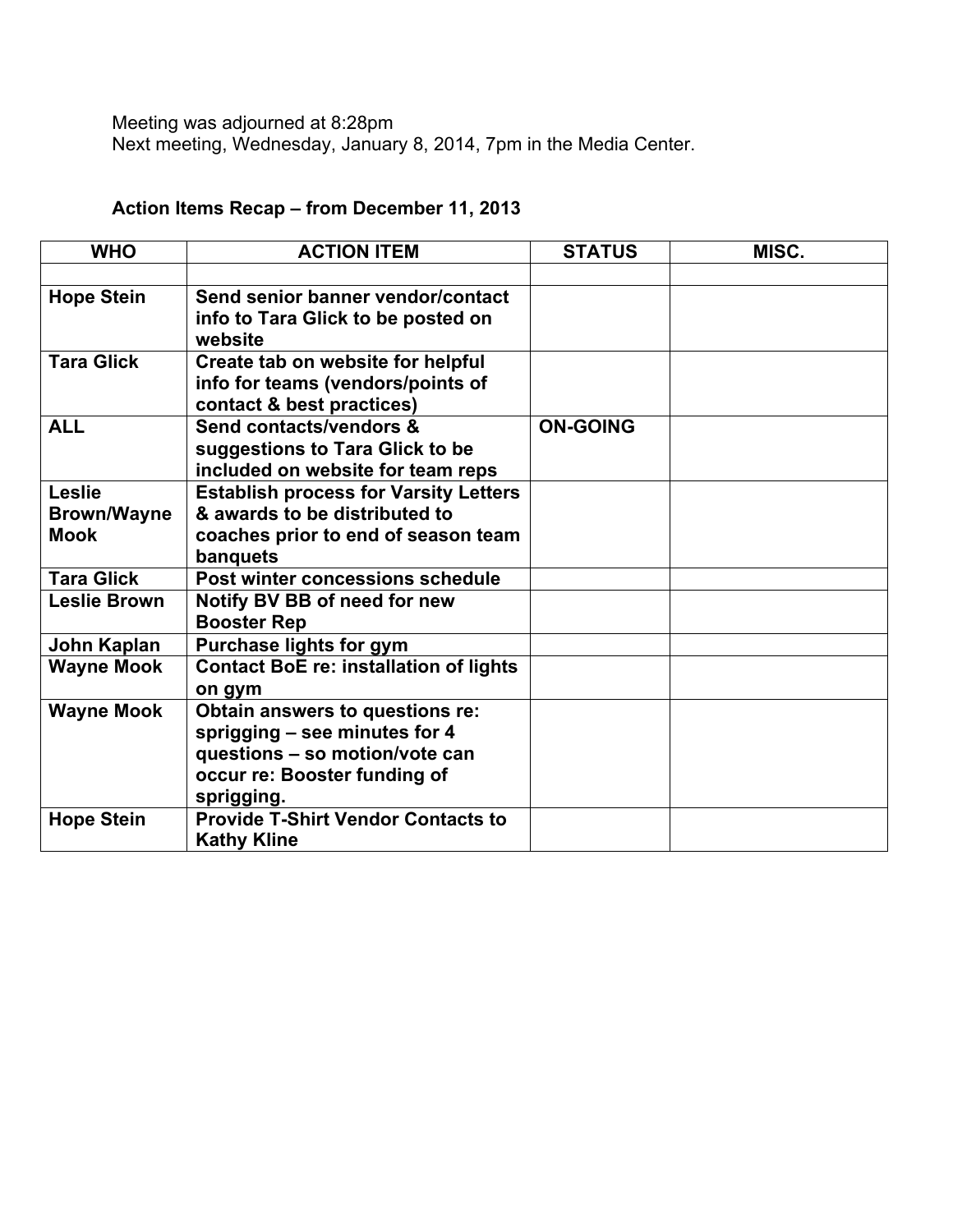Meeting was adjourned at 8:28pm
Next meeting, Wednesday, January 8, 2014, 7pm in the Media Center.

**Action Items Recap – from December 11, 2013**

| WHO | ACTION ITEM | STATUS | MISC. |
|---|---|---|---|
| | | | |
| **Hope Stein** | **Send senior banner vendor/contact info to Tara Glick to be posted on website** | | |
| **Tara Glick** | **Create tab on website for helpful info for teams (vendors/points of contact & best practices)** | | |
| **ALL** | **Send contacts/vendors & suggestions to Tara Glick to be included on website for team reps** | **ON-GOING** | |
| **Leslie Brown/Wayne Mook** | **Establish process for Varsity Letters & awards to be distributed to coaches prior to end of season team banquets** | | |
| **Tara Glick** | **Post winter concessions schedule** | | |
| **Leslie Brown** | **Notify BV BB of need for new Booster Rep** | | |
| **John Kaplan** | **Purchase lights for gym** | | |
| **Wayne Mook** | **Contact BoE re: installation of lights on gym** | | |
| **Wayne Mook** | **Obtain answers to questions re: sprigging – see minutes for 4 questions – so motion/vote can occur re: Booster funding of sprigging.** | | |
| **Hope Stein** | **Provide T-Shirt Vendor Contacts to Kathy Kline** | | |